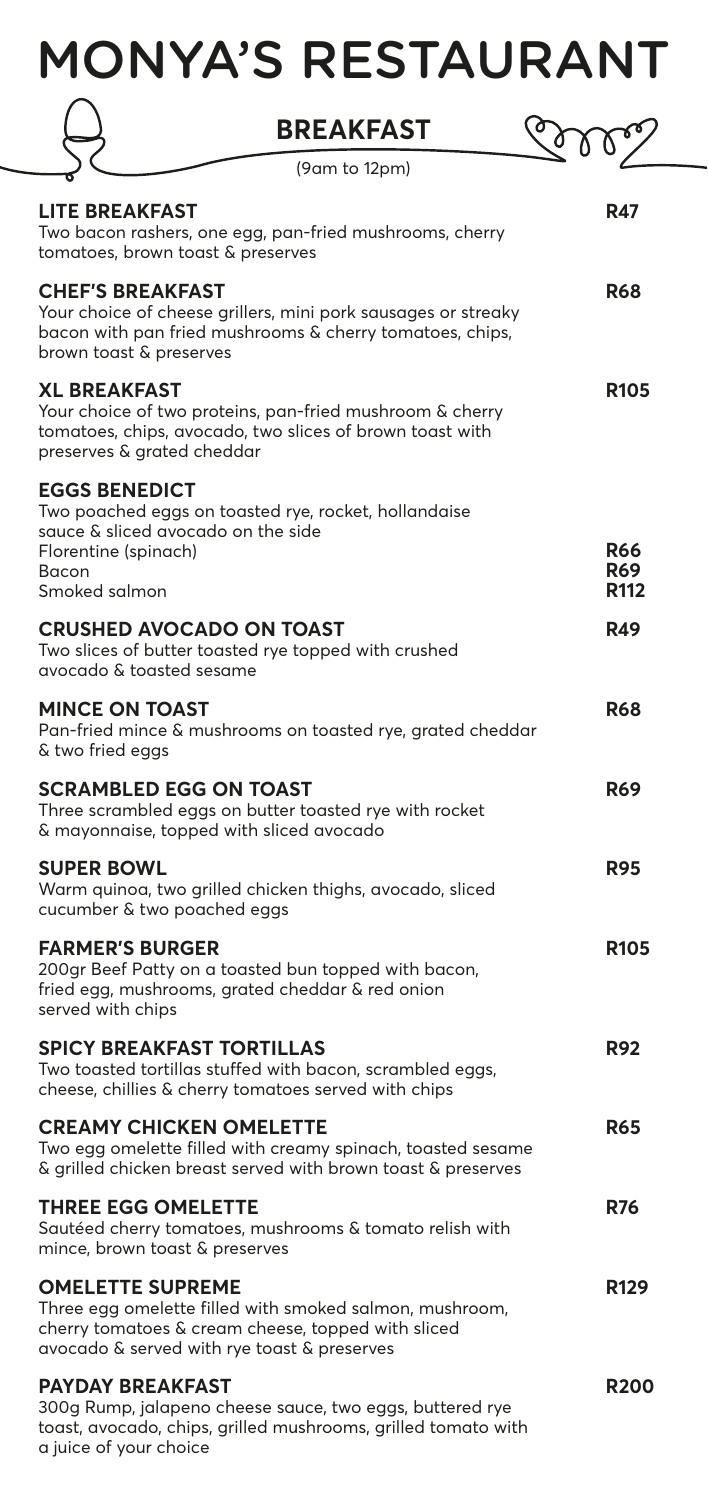# MONYA'S RESTAURANT

## BREAKFAST

(9am to 12pm)

**LITE BREAKFAST** — **R47**
Two bacon rashers, one egg, pan-fried mushrooms, cherry tomatoes, brown toast & preserves

**CHEF'S BREAKFAST** — **R68**
Your choice of cheese grillers, mini pork sausages or streaky bacon with pan fried mushrooms & cherry tomatoes, chips, brown toast & preserves

**XL BREAKFAST** — **R105**
Your choice of two proteins, pan-fried mushroom & cherry tomatoes, chips, avocado, two slices of brown toast with preserves & grated cheddar

**EGGS BENEDICT**
Two poached eggs on toasted rye, rocket, hollandaise sauce & sliced avocado on the side

- Florentine (spinach) — **R66**
- Bacon — **R69**
- Smoked salmon — **R112**

**CRUSHED AVOCADO ON TOAST** — **R49**
Two slices of butter toasted rye topped with crushed avocado & toasted sesame

**MINCE ON TOAST** — **R68**
Pan-fried mince & mushrooms on toasted rye, grated cheddar & two fried eggs

**SCRAMBLED EGG ON TOAST** — **R69**
Three scrambled eggs on butter toasted rye with rocket & mayonnaise, topped with sliced avocado

**SUPER BOWL** — **R95**
Warm quinoa, two grilled chicken thighs, avocado, sliced cucumber & two poached eggs

**FARMER'S BURGER** — **R105**
200gr Beef Patty on a toasted bun topped with bacon, fried egg, mushrooms, grated cheddar & red onion served with chips

**SPICY BREAKFAST TORTILLAS** — **R92**
Two toasted tortillas stuffed with bacon, scrambled eggs, cheese, chillies & cherry tomatoes served with chips

**CREAMY CHICKEN OMELETTE** — **R65**
Two egg omelette filled with creamy spinach, toasted sesame & grilled chicken breast served with brown toast & preserves

**THREE EGG OMELETTE** — **R76**
Sautéed cherry tomatoes, mushrooms & tomato relish with mince, brown toast & preserves

**OMELETTE SUPREME** — **R129**
Three egg omelette filled with smoked salmon, mushroom, cherry tomatoes & cream cheese, topped with sliced avocado & served with rye toast & preserves

**PAYDAY BREAKFAST** — **R200**
300g Rump, jalapeno cheese sauce, two eggs, buttered rye toast, avocado, chips, grilled mushrooms, grilled tomato with a juice of your choice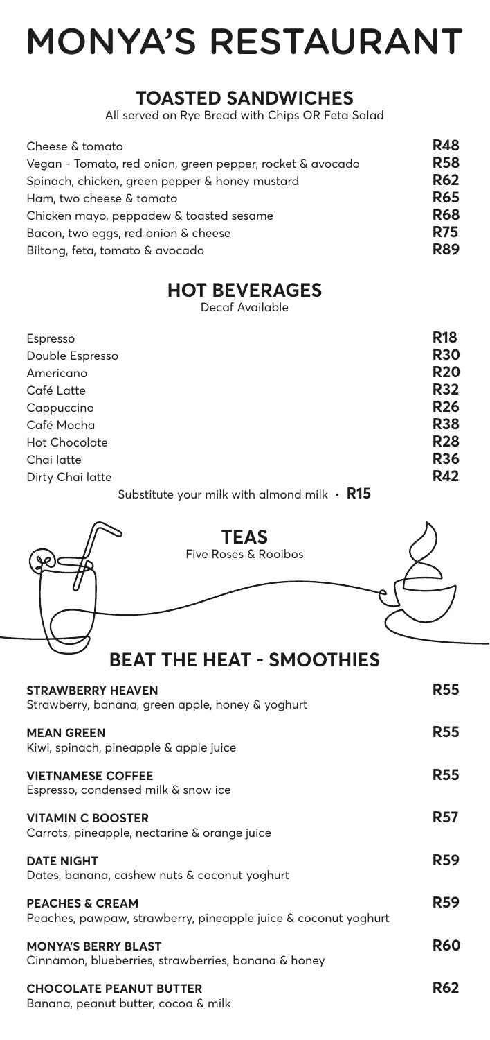# MONYA'S RESTAURANT

## TOASTED SANDWICHES

All served on Rye Bread with Chips OR Feta Salad

| | |
|---|---|
| Cheese & tomato | **R48** |
| Vegan - Tomato, red onion, green pepper, rocket & avocado | **R58** |
| Spinach, chicken, green pepper & honey mustard | **R62** |
| Ham, two cheese & tomato | **R65** |
| Chicken mayo, peppadew & toasted sesame | **R68** |
| Bacon, two eggs, red onion & cheese | **R75** |
| Biltong, feta, tomato & avocado | **R89** |

## HOT BEVERAGES

Decaf Available

| | |
|---|---|
| Espresso | **R18** |
| Double Espresso | **R30** |
| Americano | **R20** |
| Café Latte | **R32** |
| Cappuccino | **R26** |
| Café Mocha | **R38** |
| Hot Chocolate | **R28** |
| Chai latte | **R36** |
| Dirty Chai latte | **R42** |

Substitute your milk with almond milk • **R15**

## TEAS

Five Roses & Rooibos

## BEAT THE HEAT - SMOOTHIES

| | |
|---|---|
| **STRAWBERRY HEAVEN**<br>Strawberry, banana, green apple, honey & yoghurt | **R55** |
| **MEAN GREEN**<br>Kiwi, spinach, pineapple & apple juice | **R55** |
| **VIETNAMESE COFFEE**<br>Espresso, condensed milk & snow ice | **R55** |
| **VITAMIN C BOOSTER**<br>Carrots, pineapple, nectarine & orange juice | **R57** |
| **DATE NIGHT**<br>Dates, banana, cashew nuts & coconut yoghurt | **R59** |
| **PEACHES & CREAM**<br>Peaches, pawpaw, strawberry, pineapple juice & coconut yoghurt | **R59** |
| **MONYA'S BERRY BLAST**<br>Cinnamon, blueberries, strawberries, banana & honey | **R60** |
| **CHOCOLATE PEANUT BUTTER**<br>Banana, peanut butter, cocoa & milk | **R62** |